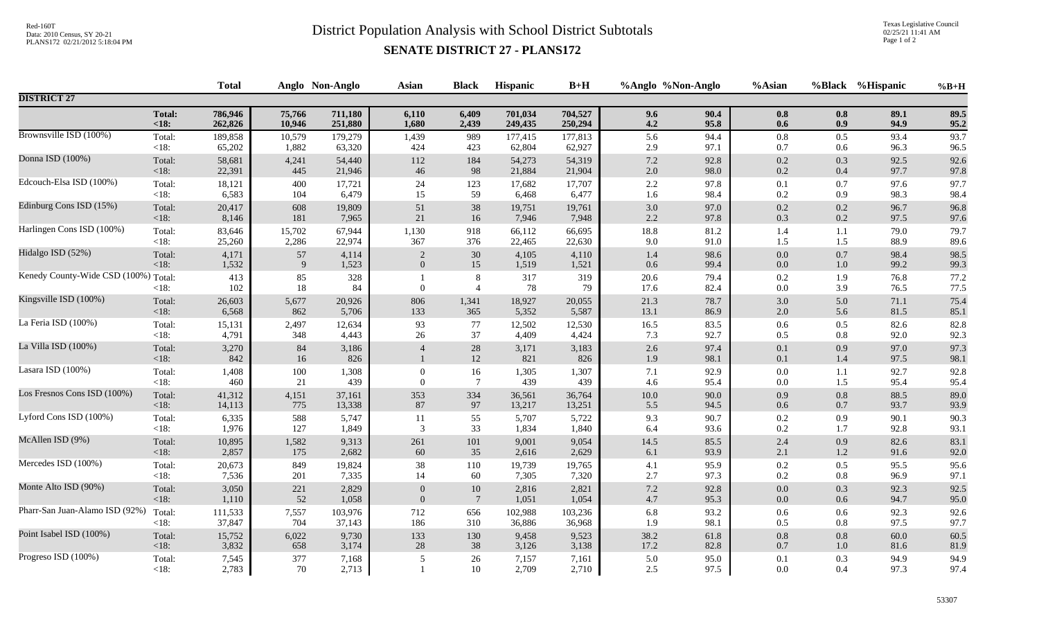Red-160T
Data: 2010 Census, SY 20-21
PLANS172 02/21/2012 5:18:04 PM

# District Population Analysis with School District Subtotals

## SENATE DISTRICT 27 - PLANS172

Texas Legislative Council
02/25/21 11:41 AM

| | | Total | Anglo | Non-Anglo | Asian | Black | Hispanic | B+H | %Anglo | %Non-Anglo | %Asian | %Black | %Hispanic | %B+H |
|---|---|---|---|---|---|---|---|---|---|---|---|---|---|---|
| **DISTRICT 27** | | | | | | | | | | | | | | |
| | **Total:** | **786,946** | **75,766** | **711,180** | **6,110** | **6,409** | **701,034** | **704,527** | **9.6** | **90.4** | **0.8** | **0.8** | **89.1** | **89.5** |
| | **<18:** | **262,826** | **10,946** | **251,880** | **1,680** | **2,439** | **249,435** | **250,294** | **4.2** | **95.8** | **0.6** | **0.9** | **94.9** | **95.2** |
| Brownsville ISD (100%) | Total: | 189,858 | 10,579 | 179,279 | 1,439 | 989 | 177,415 | 177,813 | 5.6 | 94.4 | 0.8 | 0.5 | 93.4 | 93.7 |
| | <18: | 65,202 | 1,882 | 63,320 | 424 | 423 | 62,804 | 62,927 | 2.9 | 97.1 | 0.7 | 0.6 | 96.3 | 96.5 |
| Donna ISD (100%) | Total: | 58,681 | 4,241 | 54,440 | 112 | 184 | 54,273 | 54,319 | 7.2 | 92.8 | 0.2 | 0.3 | 92.5 | 92.6 |
| | <18: | 22,391 | 445 | 21,946 | 46 | 98 | 21,884 | 21,904 | 2.0 | 98.0 | 0.2 | 0.4 | 97.7 | 97.8 |
| Edcouch-Elsa ISD (100%) | Total: | 18,121 | 400 | 17,721 | 24 | 123 | 17,682 | 17,707 | 2.2 | 97.8 | 0.1 | 0.7 | 97.6 | 97.7 |
| | <18: | 6,583 | 104 | 6,479 | 15 | 59 | 6,468 | 6,477 | 1.6 | 98.4 | 0.2 | 0.9 | 98.3 | 98.4 |
| Edinburg Cons ISD (15%) | Total: | 20,417 | 608 | 19,809 | 51 | 38 | 19,751 | 19,761 | 3.0 | 97.0 | 0.2 | 0.2 | 96.7 | 96.8 |
| | <18: | 8,146 | 181 | 7,965 | 21 | 16 | 7,946 | 7,948 | 2.2 | 97.8 | 0.3 | 0.2 | 97.5 | 97.6 |
| Harlingen Cons ISD (100%) | Total: | 83,646 | 15,702 | 67,944 | 1,130 | 918 | 66,112 | 66,695 | 18.8 | 81.2 | 1.4 | 1.1 | 79.0 | 79.7 |
| | <18: | 25,260 | 2,286 | 22,974 | 367 | 376 | 22,465 | 22,630 | 9.0 | 91.0 | 1.5 | 1.5 | 88.9 | 89.6 |
| Hidalgo ISD (52%) | Total: | 4,171 | 57 | 4,114 | 2 | 30 | 4,105 | 4,110 | 1.4 | 98.6 | 0.0 | 0.7 | 98.4 | 98.5 |
| | <18: | 1,532 | 9 | 1,523 | 0 | 15 | 1,519 | 1,521 | 0.6 | 99.4 | 0.0 | 1.0 | 99.2 | 99.3 |
| Kenedy County-Wide CSD (100%) | Total: | 413 | 85 | 328 | 1 | 8 | 317 | 319 | 20.6 | 79.4 | 0.2 | 1.9 | 76.8 | 77.2 |
| | <18: | 102 | 18 | 84 | 0 | 4 | 78 | 79 | 17.6 | 82.4 | 0.0 | 3.9 | 76.5 | 77.5 |
| Kingsville ISD (100%) | Total: | 26,603 | 5,677 | 20,926 | 806 | 1,341 | 18,927 | 20,055 | 21.3 | 78.7 | 3.0 | 5.0 | 71.1 | 75.4 |
| | <18: | 6,568 | 862 | 5,706 | 133 | 365 | 5,352 | 5,587 | 13.1 | 86.9 | 2.0 | 5.6 | 81.5 | 85.1 |
| La Feria ISD (100%) | Total: | 15,131 | 2,497 | 12,634 | 93 | 77 | 12,502 | 12,530 | 16.5 | 83.5 | 0.6 | 0.5 | 82.6 | 82.8 |
| | <18: | 4,791 | 348 | 4,443 | 26 | 37 | 4,409 | 4,424 | 7.3 | 92.7 | 0.5 | 0.8 | 92.0 | 92.3 |
| La Villa ISD (100%) | Total: | 3,270 | 84 | 3,186 | 4 | 28 | 3,171 | 3,183 | 2.6 | 97.4 | 0.1 | 0.9 | 97.0 | 97.3 |
| | <18: | 842 | 16 | 826 | 1 | 12 | 821 | 826 | 1.9 | 98.1 | 0.1 | 1.4 | 97.5 | 98.1 |
| Lasara ISD (100%) | Total: | 1,408 | 100 | 1,308 | 0 | 16 | 1,305 | 1,307 | 7.1 | 92.9 | 0.0 | 1.1 | 92.7 | 92.8 |
| | <18: | 460 | 21 | 439 | 0 | 7 | 439 | 439 | 4.6 | 95.4 | 0.0 | 1.5 | 95.4 | 95.4 |
| Los Fresnos Cons ISD (100%) | Total: | 41,312 | 4,151 | 37,161 | 353 | 334 | 36,561 | 36,764 | 10.0 | 90.0 | 0.9 | 0.8 | 88.5 | 89.0 |
| | <18: | 14,113 | 775 | 13,338 | 87 | 97 | 13,217 | 13,251 | 5.5 | 94.5 | 0.6 | 0.7 | 93.7 | 93.9 |
| Lyford Cons ISD (100%) | Total: | 6,335 | 588 | 5,747 | 11 | 55 | 5,707 | 5,722 | 9.3 | 90.7 | 0.2 | 0.9 | 90.1 | 90.3 |
| | <18: | 1,976 | 127 | 1,849 | 3 | 33 | 1,834 | 1,840 | 6.4 | 93.6 | 0.2 | 1.7 | 92.8 | 93.1 |
| McAllen ISD (9%) | Total: | 10,895 | 1,582 | 9,313 | 261 | 101 | 9,001 | 9,054 | 14.5 | 85.5 | 2.4 | 0.9 | 82.6 | 83.1 |
| | <18: | 2,857 | 175 | 2,682 | 60 | 35 | 2,616 | 2,629 | 6.1 | 93.9 | 2.1 | 1.2 | 91.6 | 92.0 |
| Mercedes ISD (100%) | Total: | 20,673 | 849 | 19,824 | 38 | 110 | 19,739 | 19,765 | 4.1 | 95.9 | 0.2 | 0.5 | 95.5 | 95.6 |
| | <18: | 7,536 | 201 | 7,335 | 14 | 60 | 7,305 | 7,320 | 2.7 | 97.3 | 0.2 | 0.8 | 96.9 | 97.1 |
| Monte Alto ISD (90%) | Total: | 3,050 | 221 | 2,829 | 0 | 10 | 2,816 | 2,821 | 7.2 | 92.8 | 0.0 | 0.3 | 92.3 | 92.5 |
| | <18: | 1,110 | 52 | 1,058 | 0 | 7 | 1,051 | 1,054 | 4.7 | 95.3 | 0.0 | 0.6 | 94.7 | 95.0 |
| Pharr-San Juan-Alamo ISD (92%) | Total: | 111,533 | 7,557 | 103,976 | 712 | 656 | 102,988 | 103,236 | 6.8 | 93.2 | 0.6 | 0.6 | 92.3 | 92.6 |
| | <18: | 37,847 | 704 | 37,143 | 186 | 310 | 36,886 | 36,968 | 1.9 | 98.1 | 0.5 | 0.8 | 97.5 | 97.7 |
| Point Isabel ISD (100%) | Total: | 15,752 | 6,022 | 9,730 | 133 | 130 | 9,458 | 9,523 | 38.2 | 61.8 | 0.8 | 0.8 | 60.0 | 60.5 |
| | <18: | 3,832 | 658 | 3,174 | 28 | 38 | 3,126 | 3,138 | 17.2 | 82.8 | 0.7 | 1.0 | 81.6 | 81.9 |
| Progreso ISD (100%) | Total: | 7,545 | 377 | 7,168 | 5 | 26 | 7,157 | 7,161 | 5.0 | 95.0 | 0.1 | 0.3 | 94.9 | 94.9 |
| | <18: | 2,783 | 70 | 2,713 | 1 | 10 | 2,709 | 2,710 | 2.5 | 97.5 | 0.0 | 0.4 | 97.3 | 97.4 |

53307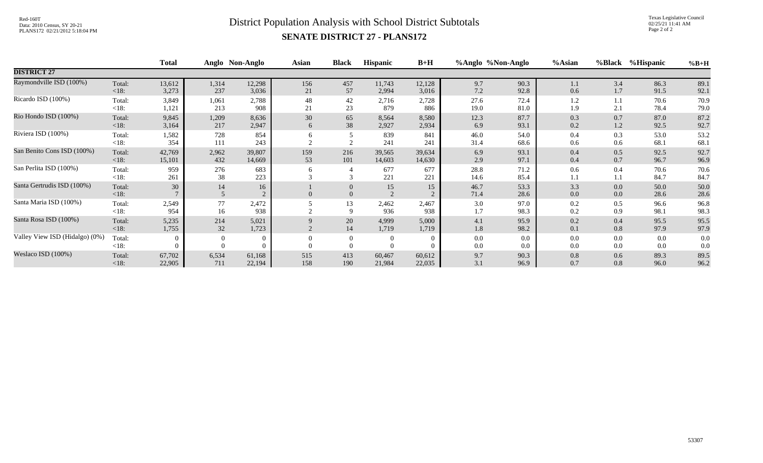# District Population Analysis with School District Subtotals

## SENATE DISTRICT 27 - PLANS172

Red-160T
Data: 2010 Census, SY 20-21
PLANS172 02/21/2012 5:18:04 PM

Texas Legislative Council
02/25/21 11:41 AM

| | | Total | Anglo | Non-Anglo | Asian | Black | Hispanic | B+H | %Anglo | %Non-Anglo | %Asian | %Black | %Hispanic | %B+H |
|---|---|---|---|---|---|---|---|---|---|---|---|---|---|---|
| **DISTRICT 27** | | | | | | | | | | | | | | |
| Raymondville ISD (100%) | Total: | 13,612 | 1,314 | 12,298 | 156 | 457 | 11,743 | 12,128 | 9.7 | 90.3 | 1.1 | 3.4 | 86.3 | 89.1 |
| | <18: | 3,273 | 237 | 3,036 | 21 | 57 | 2,994 | 3,016 | 7.2 | 92.8 | 0.6 | 1.7 | 91.5 | 92.1 |
| Ricardo ISD (100%) | Total: | 3,849 | 1,061 | 2,788 | 48 | 42 | 2,716 | 2,728 | 27.6 | 72.4 | 1.2 | 1.1 | 70.6 | 70.9 |
| | <18: | 1,121 | 213 | 908 | 21 | 23 | 879 | 886 | 19.0 | 81.0 | 1.9 | 2.1 | 78.4 | 79.0 |
| Rio Hondo ISD (100%) | Total: | 9,845 | 1,209 | 8,636 | 30 | 65 | 8,564 | 8,580 | 12.3 | 87.7 | 0.3 | 0.7 | 87.0 | 87.2 |
| | <18: | 3,164 | 217 | 2,947 | 6 | 38 | 2,927 | 2,934 | 6.9 | 93.1 | 0.2 | 1.2 | 92.5 | 92.7 |
| Riviera ISD (100%) | Total: | 1,582 | 728 | 854 | 6 | 5 | 839 | 841 | 46.0 | 54.0 | 0.4 | 0.3 | 53.0 | 53.2 |
| | <18: | 354 | 111 | 243 | 2 | 2 | 241 | 241 | 31.4 | 68.6 | 0.6 | 0.6 | 68.1 | 68.1 |
| San Benito Cons ISD (100%) | Total: | 42,769 | 2,962 | 39,807 | 159 | 216 | 39,565 | 39,634 | 6.9 | 93.1 | 0.4 | 0.5 | 92.5 | 92.7 |
| | <18: | 15,101 | 432 | 14,669 | 53 | 101 | 14,603 | 14,630 | 2.9 | 97.1 | 0.4 | 0.7 | 96.7 | 96.9 |
| San Perlita ISD (100%) | Total: | 959 | 276 | 683 | 6 | 4 | 677 | 677 | 28.8 | 71.2 | 0.6 | 0.4 | 70.6 | 70.6 |
| | <18: | 261 | 38 | 223 | 3 | 3 | 221 | 221 | 14.6 | 85.4 | 1.1 | 1.1 | 84.7 | 84.7 |
| Santa Gertrudis ISD (100%) | Total: | 30 | 14 | 16 | 1 | 0 | 15 | 15 | 46.7 | 53.3 | 3.3 | 0.0 | 50.0 | 50.0 |
| | <18: | 7 | 5 | 2 | 0 | 0 | 2 | 2 | 71.4 | 28.6 | 0.0 | 0.0 | 28.6 | 28.6 |
| Santa Maria ISD (100%) | Total: | 2,549 | 77 | 2,472 | 5 | 13 | 2,462 | 2,467 | 3.0 | 97.0 | 0.2 | 0.5 | 96.6 | 96.8 |
| | <18: | 954 | 16 | 938 | 2 | 9 | 936 | 938 | 1.7 | 98.3 | 0.2 | 0.9 | 98.1 | 98.3 |
| Santa Rosa ISD (100%) | Total: | 5,235 | 214 | 5,021 | 9 | 20 | 4,999 | 5,000 | 4.1 | 95.9 | 0.2 | 0.4 | 95.5 | 95.5 |
| | <18: | 1,755 | 32 | 1,723 | 2 | 14 | 1,719 | 1,719 | 1.8 | 98.2 | 0.1 | 0.8 | 97.9 | 97.9 |
| Valley View ISD (Hidalgo) (0%) | Total: | 0 | 0 | 0 | 0 | 0 | 0 | 0 | 0.0 | 0.0 | 0.0 | 0.0 | 0.0 | 0.0 |
| | <18: | 0 | 0 | 0 | 0 | 0 | 0 | 0 | 0.0 | 0.0 | 0.0 | 0.0 | 0.0 | 0.0 |
| Weslaco ISD (100%) | Total: | 67,702 | 6,534 | 61,168 | 515 | 413 | 60,467 | 60,612 | 9.7 | 90.3 | 0.8 | 0.6 | 89.3 | 89.5 |
| | <18: | 22,905 | 711 | 22,194 | 158 | 190 | 21,984 | 22,035 | 3.1 | 96.9 | 0.7 | 0.8 | 96.0 | 96.2 |

53307